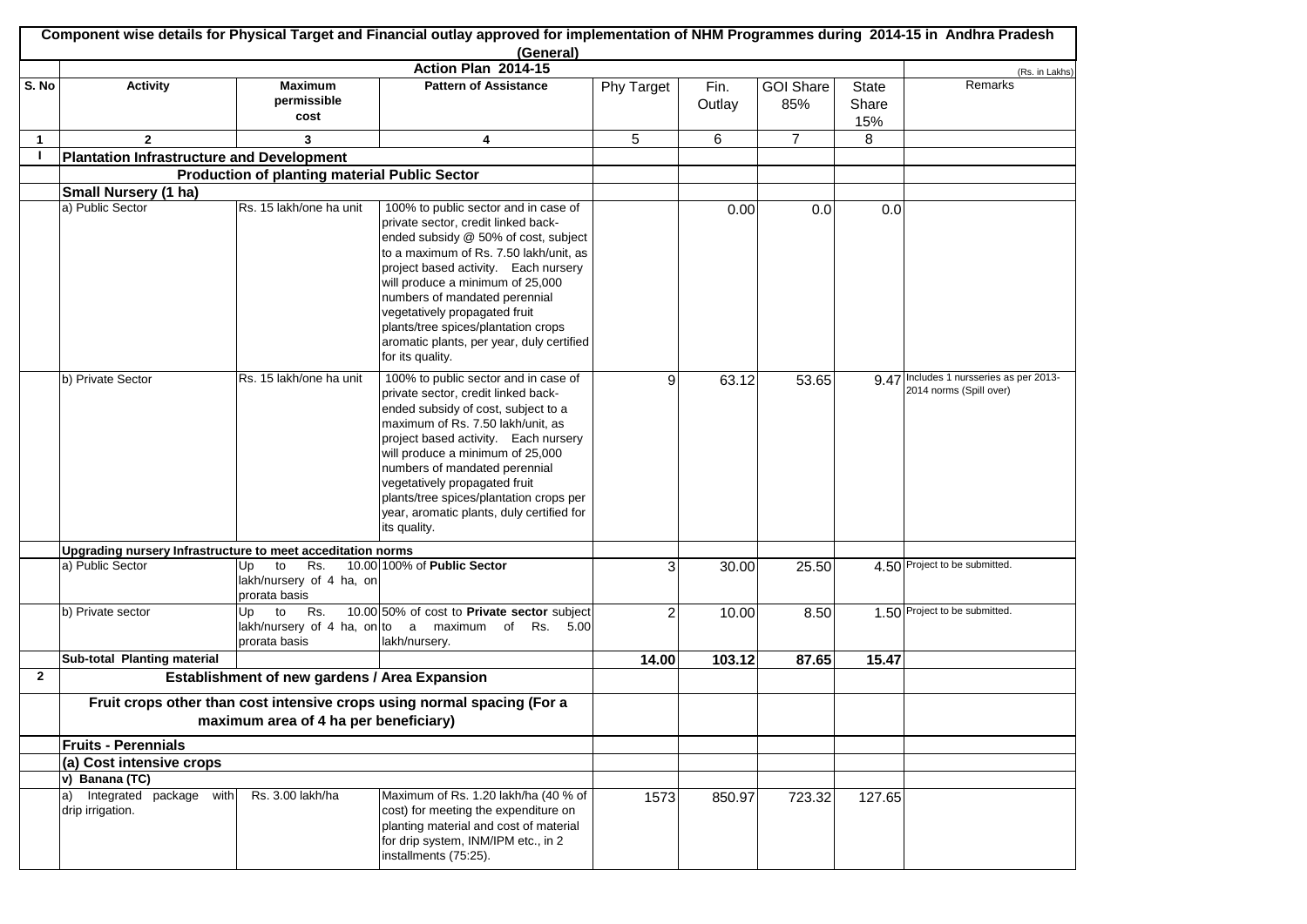## Component wise details for Physical Target and Financial outlay approved for implementation of NHM Programmes during 2014-15 in Andhra Pradesh (General)

### Action Plan 2014-15

(Rs. in Lakhs)

| S. No | Activity | Maximum permissible cost | Pattern of Assistance | Phy Target | Fin. Outlay | GOI Share 85% | State Share 15% | Remarks |
|---|---|---|---|---|---|---|---|---|
| 1 | 2 | 3 | 4 | 5 | 6 | 7 | 8 | |
| I | **Plantation Infrastructure and Development** | | | | | | | |
| | | **Production of planting material Public Sector** | | | | | | |
| | **Small Nursery (1 ha)** | | | | | | | |
| | a) Public Sector | Rs. 15 lakh/one ha unit | 100% to public sector and in case of private sector, credit linked back-ended subsidy @ 50% of cost, subject to a maximum of Rs. 7.50 lakh/unit, as project based activity. Each nursery will produce a minimum of 25,000 numbers of mandated perennial vegetatively propagated fruit plants/tree spices/plantation crops aromatic plants, per year, duly certified for its quality. | | 0.00 | 0.0 | 0.0 | |
| | b) Private Sector | Rs. 15 lakh/one ha unit | 100% to public sector and in case of private sector, credit linked back-ended subsidy of cost, subject to a maximum of Rs. 7.50 lakh/unit, as project based activity. Each nursery will produce a minimum of 25,000 numbers of mandated perennial vegetatively propagated fruit plants/tree spices/plantation crops per year, aromatic plants, duly certified for its quality. | 9 | 63.12 | 53.65 | 9.47 | Includes 1 nursseries as per 2013-2014 norms (Spill over) |
| | **Upgrading nursery Infrastructure to meet acceditation norms** | | | | | | | |
| | a) Public Sector | Up to Rs. 10.00 lakh/nursery of 4 ha, on prorata basis | 100% of **Public Sector** | 3 | 30.00 | 25.50 | 4.50 | Project to be submitted. |
| | b) Private sector | Up to Rs. 10.00 lakh/nursery of 4 ha, on prorata basis | 50% of cost to **Private sector** subject to a maximum of Rs. 5.00 lakh/nursery. | 2 | 10.00 | 8.50 | 1.50 | Project to be submitted. |
| | **Sub-total Planting material** | | | **14.00** | **103.12** | **87.65** | **15.47** | |
| 2 | | **Establishment of new gardens / Area Expansion** | | | | | | |
| | | **Fruit crops other than cost intensive crops using normal spacing (For a maximum area of 4 ha per beneficiary)** | | | | | | |
| | **Fruits - Perennials** | | | | | | | |
| | **(a) Cost intensive crops** | | | | | | | |
| | **v) Banana (TC)** | | | | | | | |
| | a) Integrated package with drip irrigation. | Rs. 3.00 lakh/ha | Maximum of Rs. 1.20 lakh/ha (40 % of cost) for meeting the expenditure on planting material and cost of material for drip system, INM/IPM etc., in 2 installments (75:25). | 1573 | 850.97 | 723.32 | 127.65 | |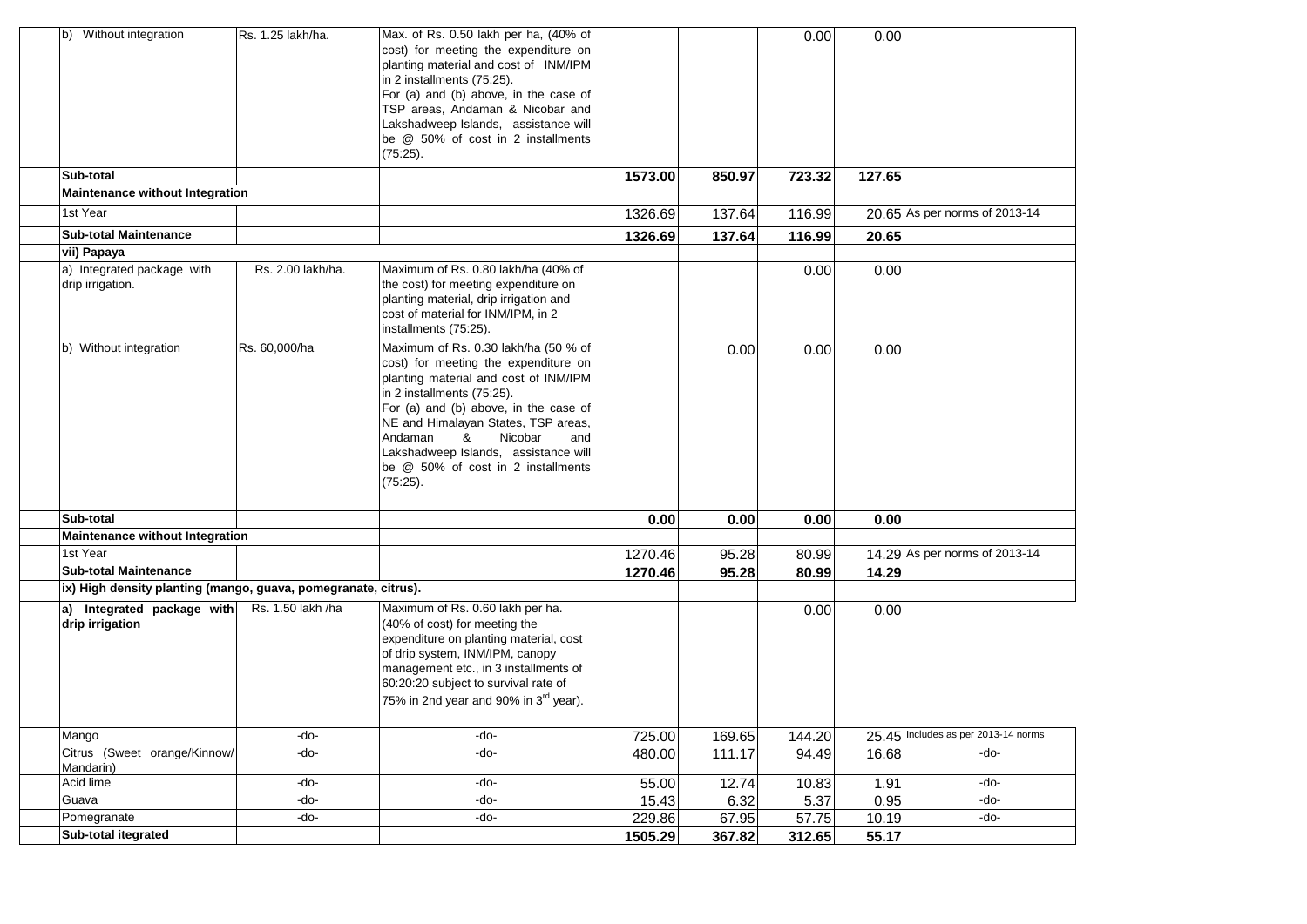| | | | | | | | |
|---|---|---|---|---|---|---|---|
| b) Without integration | Rs. 1.25 lakh/ha. | Max. of Rs. 0.50 lakh per ha, (40% of cost) for meeting the expenditure on planting material and cost of INM/IPM in 2 installments (75:25). For (a) and (b) above, in the case of TSP areas, Andaman & Nicobar and Lakshadweep Islands, assistance will be @ 50% of cost in 2 installments (75:25). | | | 0.00 | 0.00 | |
| **Sub-total** | | | **1573.00** | **850.97** | **723.32** | **127.65** | |
| **Maintenance without Integration** | | | | | | | |
| 1st Year | | | 1326.69 | 137.64 | 116.99 | 20.65 | As per norms of 2013-14 |
| **Sub-total Maintenance** | | | **1326.69** | **137.64** | **116.99** | **20.65** | |
| **vii) Papaya** | | | | | | | |
| a) Integrated package with drip irrigation. | Rs. 2.00 lakh/ha. | Maximum of Rs. 0.80 lakh/ha (40% of the cost) for meeting expenditure on planting material, drip irrigation and cost of material for INM/IPM, in 2 installments (75:25). | | | 0.00 | 0.00 | |
| b) Without integration | Rs. 60,000/ha | Maximum of Rs. 0.30 lakh/ha (50 % of cost) for meeting the expenditure on planting material and cost of INM/IPM in 2 installments (75:25). For (a) and (b) above, in the case of NE and Himalayan States, TSP areas, Andaman & Nicobar and Lakshadweep Islands, assistance will be @ 50% of cost in 2 installments (75:25). | | 0.00 | 0.00 | 0.00 | |
| **Sub-total** | | | **0.00** | **0.00** | **0.00** | **0.00** | |
| **Maintenance without Integration** | | | | | | | |
| 1st Year | | | 1270.46 | 95.28 | 80.99 | 14.29 | As per norms of 2013-14 |
| **Sub-total Maintenance** | | | **1270.46** | **95.28** | **80.99** | **14.29** | |
| **ix) High density planting (mango, guava, pomegranate, citrus).** | | | | | | | |
| **a) Integrated package with drip irrigation** | Rs. 1.50 lakh /ha | Maximum of Rs. 0.60 lakh per ha. (40% of cost) for meeting the expenditure on planting material, cost of drip system, INM/IPM, canopy management etc., in 3 installments of 60:20:20 subject to survival rate of 75% in 2nd year and 90% in 3rd year). | | | 0.00 | 0.00 | |
| Mango | -do- | -do- | 725.00 | 169.65 | 144.20 | 25.45 | Includes as per 2013-14 norms |
| Citrus (Sweet orange/Kinnow/ Mandarin) | -do- | -do- | 480.00 | 111.17 | 94.49 | 16.68 | -do- |
| Acid lime | -do- | -do- | 55.00 | 12.74 | 10.83 | 1.91 | -do- |
| Guava | -do- | -do- | 15.43 | 6.32 | 5.37 | 0.95 | -do- |
| Pomegranate | -do- | -do- | 229.86 | 67.95 | 57.75 | 10.19 | -do- |
| **Sub-total itegrated** | | | **1505.29** | **367.82** | **312.65** | **55.17** | |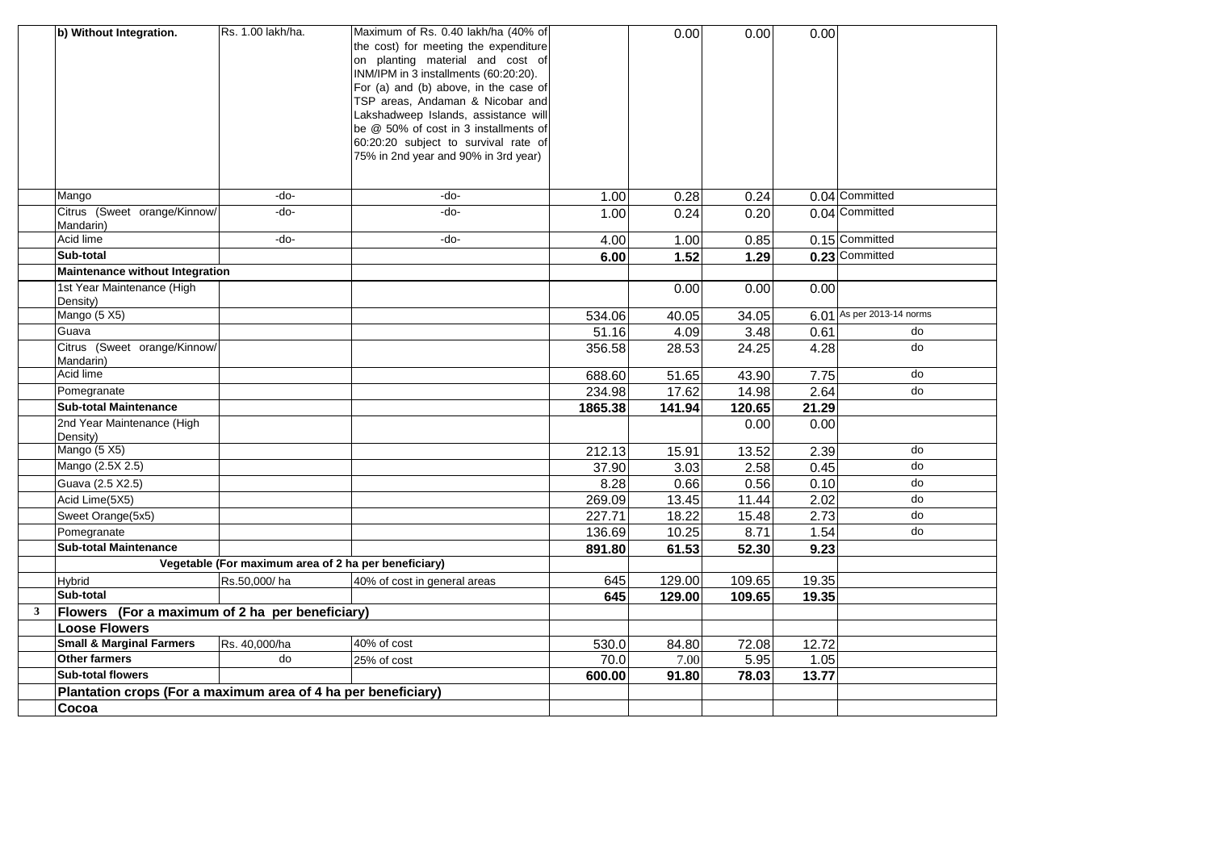|  |  |  |  |  |  |  |  |  |
|---|---|---|---|---|---|---|---|---|
|  | **b) Without Integration.** | Rs. 1.00 lakh/ha. | Maximum of Rs. 0.40 lakh/ha (40% of the cost) for meeting the expenditure on planting material and cost of INM/IPM in 3 installments (60:20:20). For (a) and (b) above, in the case of TSP areas, Andaman & Nicobar and Lakshadweep Islands, assistance will be @ 50% of cost in 3 installments of 60:20:20 subject to survival rate of 75% in 2nd year and 90% in 3rd year) |  | 0.00 | 0.00 | 0.00 |  |
|  | Mango | -do- | -do- | 1.00 | 0.28 | 0.24 | 0.04 | Committed |
|  | Citrus (Sweet orange/Kinnow/ Mandarin) | -do- | -do- | 1.00 | 0.24 | 0.20 | 0.04 | Committed |
|  | Acid lime | -do- | -do- | 4.00 | 1.00 | 0.85 | 0.15 | Committed |
|  | **Sub-total** |  |  | **6.00** | **1.52** | **1.29** | **0.23** | Committed |
|  | **Maintenance without Integration** |  |  |  |  |  |  |  |
|  | 1st Year Maintenance (High Density) |  |  |  | 0.00 | 0.00 | 0.00 |  |
|  | Mango (5 X5) |  |  | 534.06 | 40.05 | 34.05 | 6.01 | As per 2013-14 norms |
|  | Guava |  |  | 51.16 | 4.09 | 3.48 | 0.61 | do |
|  | Citrus (Sweet orange/Kinnow/ Mandarin) |  |  | 356.58 | 28.53 | 24.25 | 4.28 | do |
|  | Acid lime |  |  | 688.60 | 51.65 | 43.90 | 7.75 | do |
|  | Pomegranate |  |  | 234.98 | 17.62 | 14.98 | 2.64 | do |
|  | **Sub-total Maintenance** |  |  | **1865.38** | **141.94** | **120.65** | **21.29** |  |
|  | 2nd Year Maintenance (High Density) |  |  |  |  | 0.00 | 0.00 |  |
|  | Mango (5 X5) |  |  | 212.13 | 15.91 | 13.52 | 2.39 | do |
|  | Mango (2.5X 2.5) |  |  | 37.90 | 3.03 | 2.58 | 0.45 | do |
|  | Guava (2.5 X2.5) |  |  | 8.28 | 0.66 | 0.56 | 0.10 | do |
|  | Acid Lime(5X5) |  |  | 269.09 | 13.45 | 11.44 | 2.02 | do |
|  | Sweet Orange(5x5) |  |  | 227.71 | 18.22 | 15.48 | 2.73 | do |
|  | Pomegranate |  |  | 136.69 | 10.25 | 8.71 | 1.54 | do |
|  | **Sub-total Maintenance** |  |  | **891.80** | **61.53** | **52.30** | **9.23** |  |
|  | **Vegetable (For maximum of area of 2 ha per beneficiary)** |  |  |  |  |  |  |  |
|  | Hybrid | Rs.50,000/ ha | 40% of cost in general areas | 645 | 129.00 | 109.65 | 19.35 |  |
|  | **Sub-total** |  |  | **645** | **129.00** | **109.65** | **19.35** |  |
| **3** | **Flowers (For a maximum of 2 ha per beneficiary)** |  |  |  |  |  |  |  |
|  | **Loose Flowers** |  |  |  |  |  |  |  |
|  | **Small & Marginal Farmers** | Rs. 40,000/ha | 40% of cost | 530.0 | 84.80 | 72.08 | 12.72 |  |
|  | **Other farmers** | do | 25% of cost | 70.0 | 7.00 | 5.95 | 1.05 |  |
|  | **Sub-total flowers** |  |  | **600.00** | **91.80** | **78.03** | **13.77** |  |
|  | **Plantation crops (For a maximum area of 4 ha per beneficiary)** |  |  |  |  |  |  |  |
|  | **Cocoa** |  |  |  |  |  |  |  |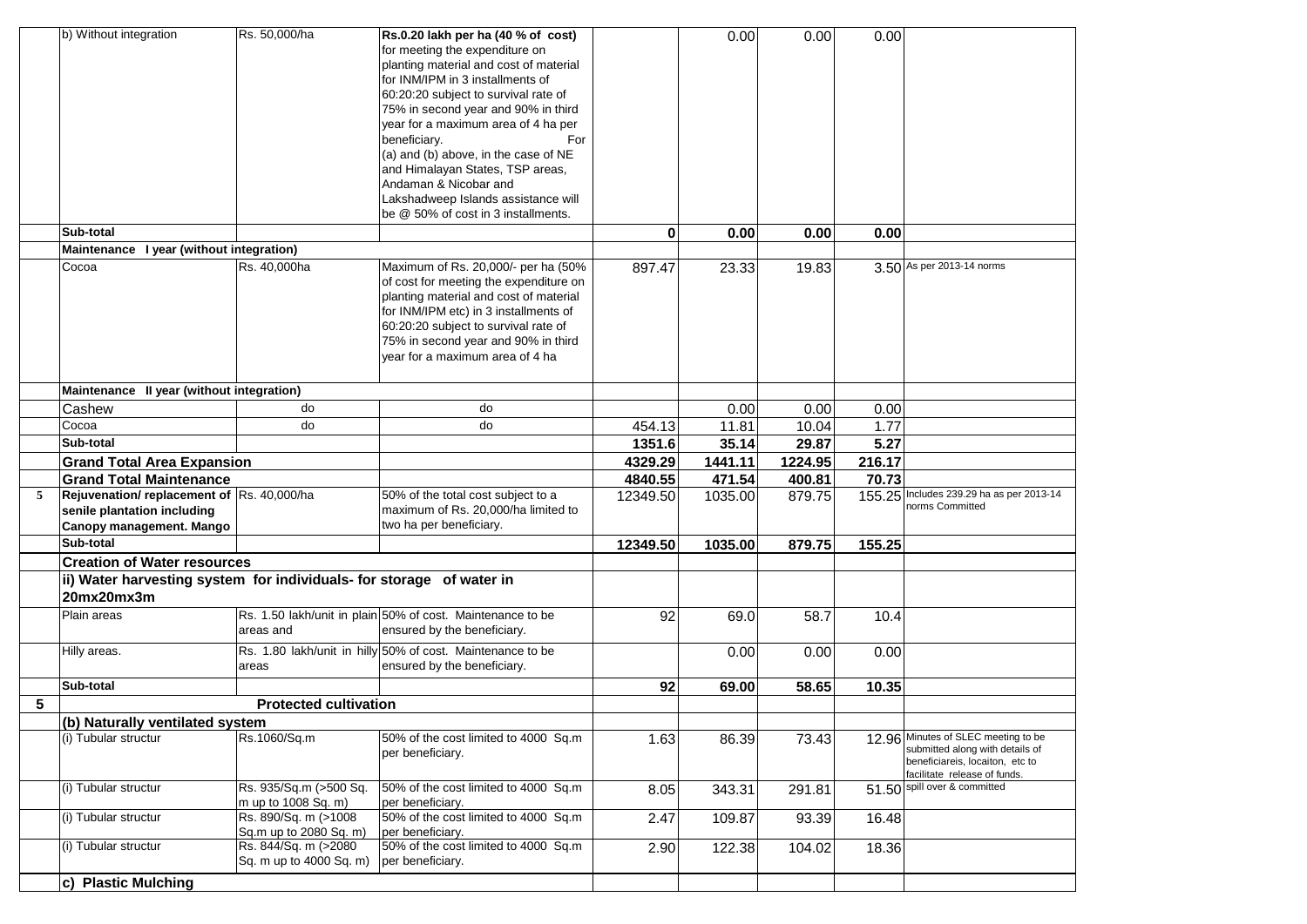| | | | | | | | | |
|---|---|---|---|---|---|---|---|---|
| | b) Without integration | Rs. 50,000/ha | **Rs.0.20 lakh per ha (40 % of cost)** for meeting the expenditure on planting material and cost of material for INM/IPM in 3 installments of 60:20:20 subject to survival rate of 75% in second year and 90% in third year for a maximum area of 4 ha per beneficiary. For (a) and (b) above, in the case of NE and Himalayan States, TSP areas, Andaman & Nicobar and Lakshadweep Islands assistance will be @ 50% of cost in 3 installments. | | 0.00 | 0.00 | 0.00 | |
| | **Sub-total** | | | **0** | **0.00** | **0.00** | **0.00** | |
| | **Maintenance I year (without integration)** | | | | | | | |
| | Cocoa | Rs. 40,000ha | Maximum of Rs. 20,000/- per ha (50% of cost for meeting the expenditure on planting material and cost of material for INM/IPM etc) in 3 installments of 60:20:20 subject to survival rate of 75% in second year and 90% in third year for a maximum area of 4 ha | 897.47 | 23.33 | 19.83 | 3.50 | As per 2013-14 norms |
| | **Maintenance II year (without integration)** | | | | | | | |
| | Cashew | do | do | | 0.00 | 0.00 | 0.00 | |
| | Cocoa | do | do | 454.13 | 11.81 | 10.04 | 1.77 | |
| | **Sub-total** | | | **1351.6** | **35.14** | **29.87** | **5.27** | |
| | **Grand Total Area Expansion** | | | **4329.29** | **1441.11** | **1224.95** | **216.17** | |
| | **Grand Total Maintenance** | | | **4840.55** | **471.54** | **400.81** | **70.73** | |
| 5 | **Rejuvenation/ replacement of senile plantation including Canopy management. Mango** | Rs. 40,000/ha | 50% of the total cost subject to a maximum of Rs. 20,000/ha limited to two ha per beneficiary. | 12349.50 | 1035.00 | 879.75 | 155.25 | Includes 239.29 ha as per 2013-14 norms Committed |
| | **Sub-total** | | | **12349.50** | **1035.00** | **879.75** | **155.25** | |
| | **Creation of Water resources** | | | | | | | |
| | **ii) Water harvesting system for individuals- for storage of water in 20mx20mx3m** | | | | | | | |
| | Plain areas | Rs. 1.50 lakh/unit in plain areas and | 50% of cost. Maintenance to be ensured by the beneficiary. | 92 | 69.0 | 58.7 | 10.4 | |
| | Hilly areas. | Rs. 1.80 lakh/unit in hilly areas | 50% of cost. Maintenance to be ensured by the beneficiary. | | 0.00 | 0.00 | 0.00 | |
| | **Sub-total** | | | **92** | **69.00** | **58.65** | **10.35** | |
| **5** | | **Protected cultivation** | | | | | | |
| | **(b) Naturally ventilated system** | | | | | | | |
| | (i) Tubular structur | Rs.1060/Sq.m | 50% of the cost limited to 4000 Sq.m per beneficiary. | 1.63 | 86.39 | 73.43 | 12.96 | Minutes of SLEC meeting to be submitted along with details of beneficiareis, locaiton, etc to facilitate release of funds. |
| | (i) Tubular structur | Rs. 935/Sq.m (>500 Sq. m up to 1008 Sq. m) | 50% of the cost limited to 4000 Sq.m per beneficiary. | 8.05 | 343.31 | 291.81 | 51.50 | spill over & committed |
| | (i) Tubular structur | Rs. 890/Sq. m (>1008 Sq.m up to 2080 Sq. m) | 50% of the cost limited to 4000 Sq.m per beneficiary. | 2.47 | 109.87 | 93.39 | 16.48 | |
| | (i) Tubular structur | Rs. 844/Sq. m (>2080 Sq. m up to 4000 Sq. m) | 50% of the cost limited to 4000 Sq.m per beneficiary. | 2.90 | 122.38 | 104.02 | 18.36 | |
| | **c) Plastic Mulching** | | | | | | | |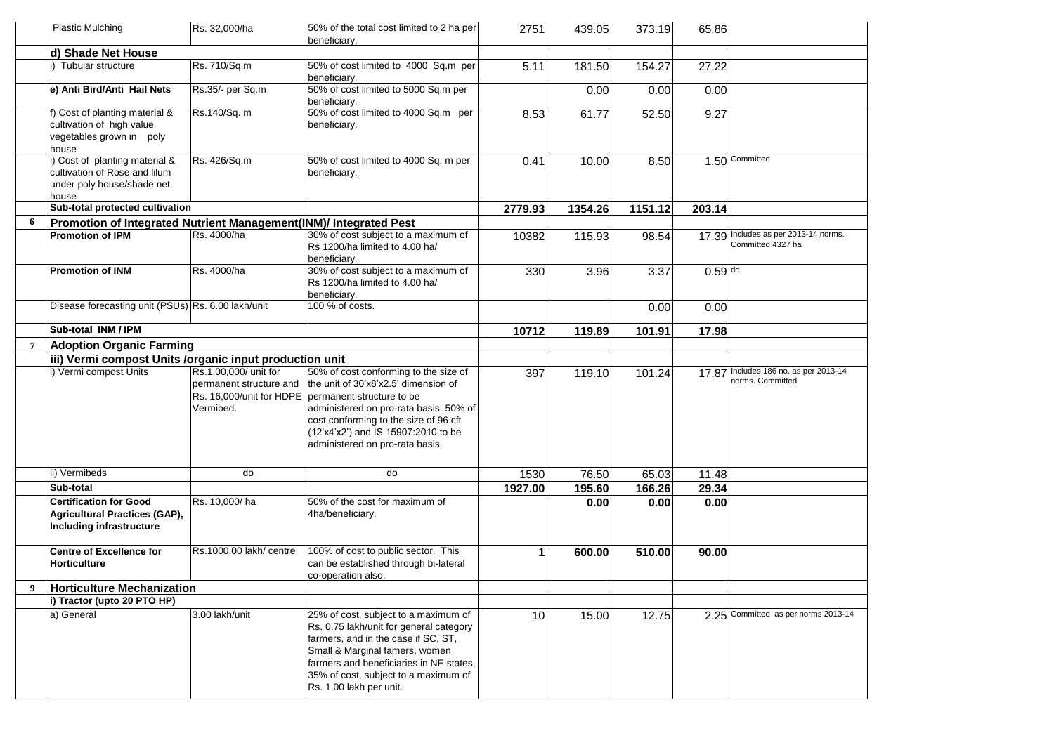| | Plastic Mulching | Rs. 32,000/ha | 50% of the total cost limited to 2 ha per beneficiary. | 2751 | 439.05 | 373.19 | 65.86 | |
|---|---|---|---|---|---|---|---|---|
| | **d) Shade Net House** | | | | | | | |
| | i) Tubular structure | Rs. 710/Sq.m | 50% of cost limited to 4000 Sq.m per beneficiary. | 5.11 | 181.50 | 154.27 | 27.22 | |
| | **e) Anti Bird/Anti Hail Nets** | Rs.35/- per Sq.m | 50% of cost limited to 5000 Sq.m per beneficiary. | | 0.00 | 0.00 | 0.00 | |
| | f) Cost of planting material & cultivation of high value vegetables grown in poly house | Rs.140/Sq. m | 50% of cost limited to 4000 Sq.m per beneficiary. | 8.53 | 61.77 | 52.50 | 9.27 | |
| | i) Cost of planting material & cultivation of Rose and lilum under poly house/shade net house | Rs. 426/Sq.m | 50% of cost limited to 4000 Sq. m per beneficiary. | 0.41 | 10.00 | 8.50 | 1.50 | Committed |
| | **Sub-total protected cultivation** | | | **2779.93** | **1354.26** | **1151.12** | **203.14** | |
| **6** | **Promotion of Integrated Nutrient Management(INM)/ Integrated Pest** | | | | | | | |
| | **Promotion of IPM** | Rs. 4000/ha | 30% of cost subject to a maximum of Rs 1200/ha limited to 4.00 ha/ beneficiary. | 10382 | 115.93 | 98.54 | 17.39 | Includes as per 2013-14 norms. Committed 4327 ha |
| | **Promotion of INM** | Rs. 4000/ha | 30% of cost subject to a maximum of Rs 1200/ha limited to 4.00 ha/ beneficiary. | 330 | 3.96 | 3.37 | 0.59 | do |
| | Disease forecasting unit (PSUs) | Rs. 6.00 lakh/unit | 100 % of costs. | | | 0.00 | 0.00 | |
| | **Sub-total INM / IPM** | | | **10712** | **119.89** | **101.91** | **17.98** | |
| **7** | **Adoption Organic Farming** | | | | | | | |
| | **iii) Vermi compost Units /organic input production unit** | | | | | | | |
| | i) Vermi compost Units | Rs.1,00,000/ unit for permanent structure and Rs. 16,000/unit for HDPE Vermibed. | 50% of cost conforming to the size of the unit of 30'x8'x2.5' dimension of permanent structure to be administered on pro-rata basis. 50% of cost conforming to the size of 96 cft (12'x4'x2') and IS 15907:2010 to be administered on pro-rata basis. | 397 | 119.10 | 101.24 | 17.87 | Includes 186 no. as per 2013-14 norms. Committed |
| | ii) Vermibeds | do | do | 1530 | 76.50 | 65.03 | 11.48 | |
| | **Sub-total** | | | **1927.00** | **195.60** | **166.26** | **29.34** | |
| | **Certification for Good Agricultural Practices (GAP), Including infrastructure** | Rs. 10,000/ ha | 50% of the cost for maximum of 4ha/beneficiary. | | **0.00** | **0.00** | **0.00** | |
| | **Centre of Excellence for Horticulture** | Rs.1000.00 lakh/ centre | 100% of cost to public sector. This can be established through bi-lateral co-operation also. | **1** | **600.00** | **510.00** | **90.00** | |
| **9** | **Horticulture Mechanization** | | | | | | | |
| | **i) Tractor (upto 20 PTO HP)** | | | | | | | |
| | a) General | 3.00 lakh/unit | 25% of cost, subject to a maximum of Rs. 0.75 lakh/unit for general category farmers, and in the case if SC, ST, Small & Marginal famers, women farmers and beneficiaries in NE states, 35% of cost, subject to a maximum of Rs. 1.00 lakh per unit. | 10 | 15.00 | 12.75 | 2.25 | Committed as per norms 2013-14 |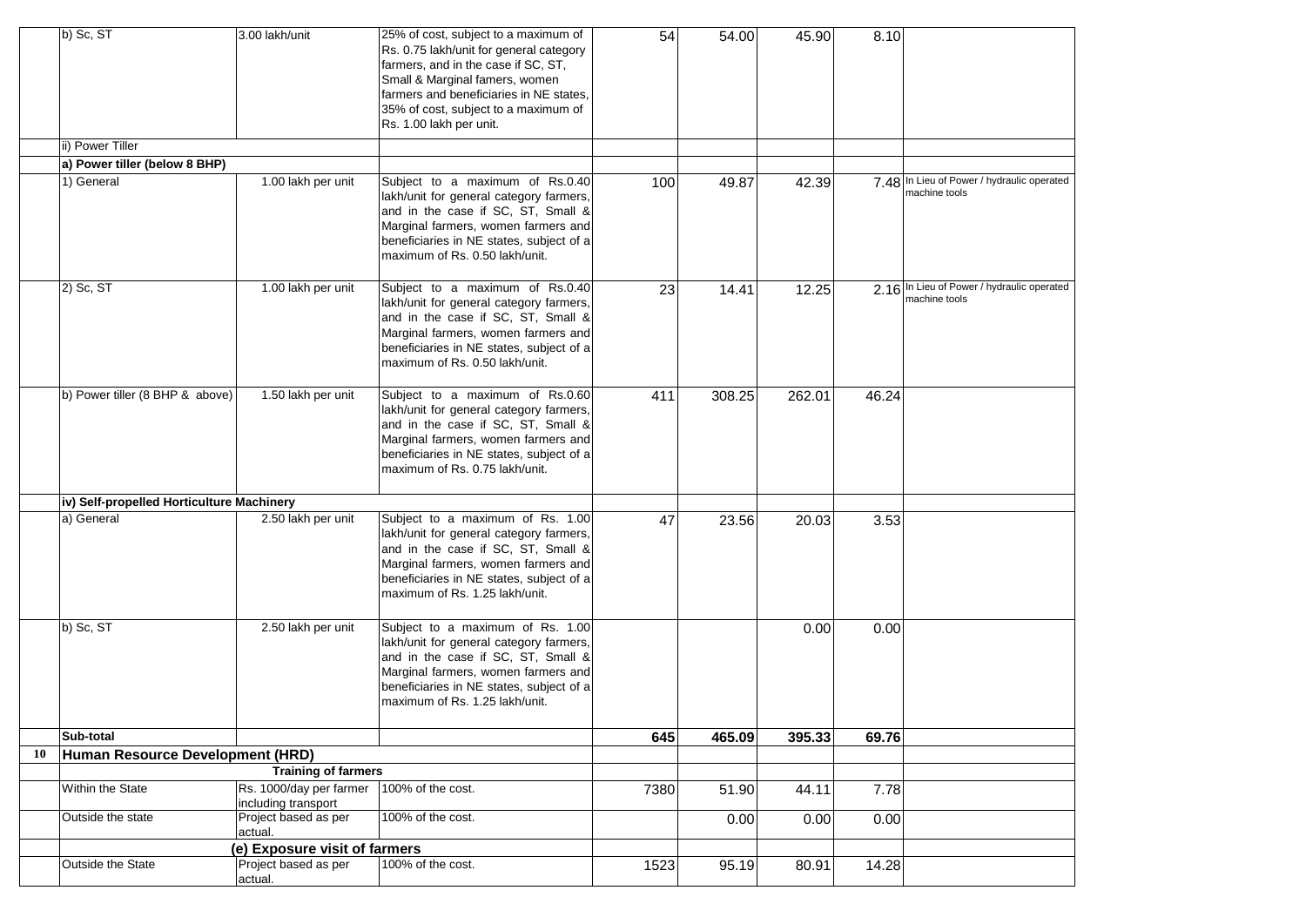| | | | | | | | | |
|---|---|---|---|---|---|---|---|---|
| | b) Sc, ST | 3.00 lakh/unit | 25% of cost, subject to a maximum of Rs. 0.75 lakh/unit for general category farmers, and in the case if SC, ST, Small & Marginal famers, women farmers and beneficiaries in NE states, 35% of cost, subject to a maximum of Rs. 1.00 lakh per unit. | 54 | 54.00 | 45.90 | 8.10 | |
| | ii) Power Tiller | | | | | | | |
| | **a) Power tiller (below 8 BHP)** | | | | | | | |
| | 1) General | 1.00 lakh per unit | Subject to a maximum of Rs.0.40 lakh/unit for general category farmers, and in the case if SC, ST, Small & Marginal farmers, women farmers and beneficiaries in NE states, subject of a maximum of Rs. 0.50 lakh/unit. | 100 | 49.87 | 42.39 | 7.48 | In Lieu of Power / hydraulic operated machine tools |
| | 2) Sc, ST | 1.00 lakh per unit | Subject to a maximum of Rs.0.40 lakh/unit for general category farmers, and in the case if SC, ST, Small & Marginal farmers, women farmers and beneficiaries in NE states, subject of a maximum of Rs. 0.50 lakh/unit. | 23 | 14.41 | 12.25 | 2.16 | In Lieu of Power / hydraulic operated machine tools |
| | b) Power tiller (8 BHP & above) | 1.50 lakh per unit | Subject to a maximum of Rs.0.60 lakh/unit for general category farmers, and in the case if SC, ST, Small & Marginal farmers, women farmers and beneficiaries in NE states, subject of a maximum of Rs. 0.75 lakh/unit. | 411 | 308.25 | 262.01 | 46.24 | |
| | **iv) Self-propelled Horticulture Machinery** | | | | | | | |
| | a) General | 2.50 lakh per unit | Subject to a maximum of Rs. 1.00 lakh/unit for general category farmers, and in the case if SC, ST, Small & Marginal farmers, women farmers and beneficiaries in NE states, subject of a maximum of Rs. 1.25 lakh/unit. | 47 | 23.56 | 20.03 | 3.53 | |
| | b) Sc, ST | 2.50 lakh per unit | Subject to a maximum of Rs. 1.00 lakh/unit for general category farmers, and in the case if SC, ST, Small & Marginal farmers, women farmers and beneficiaries in NE states, subject of a maximum of Rs. 1.25 lakh/unit. | | | 0.00 | 0.00 | |
| | **Sub-total** | | | **645** | **465.09** | **395.33** | **69.76** | |
| **10** | **Human Resource Development (HRD)** | | | | | | | |
| | | **Training of farmers** | | | | | | |
| | Within the State | Rs. 1000/day per farmer including transport | 100% of the cost. | 7380 | 51.90 | 44.11 | 7.78 | |
| | Outside the state | Project based as per actual. | 100% of the cost. | | 0.00 | 0.00 | 0.00 | |
| | | **(e) Exposure visit of farmers** | | | | | | |
| | Outside the State | Project based as per actual. | 100% of the cost. | 1523 | 95.19 | 80.91 | 14.28 | |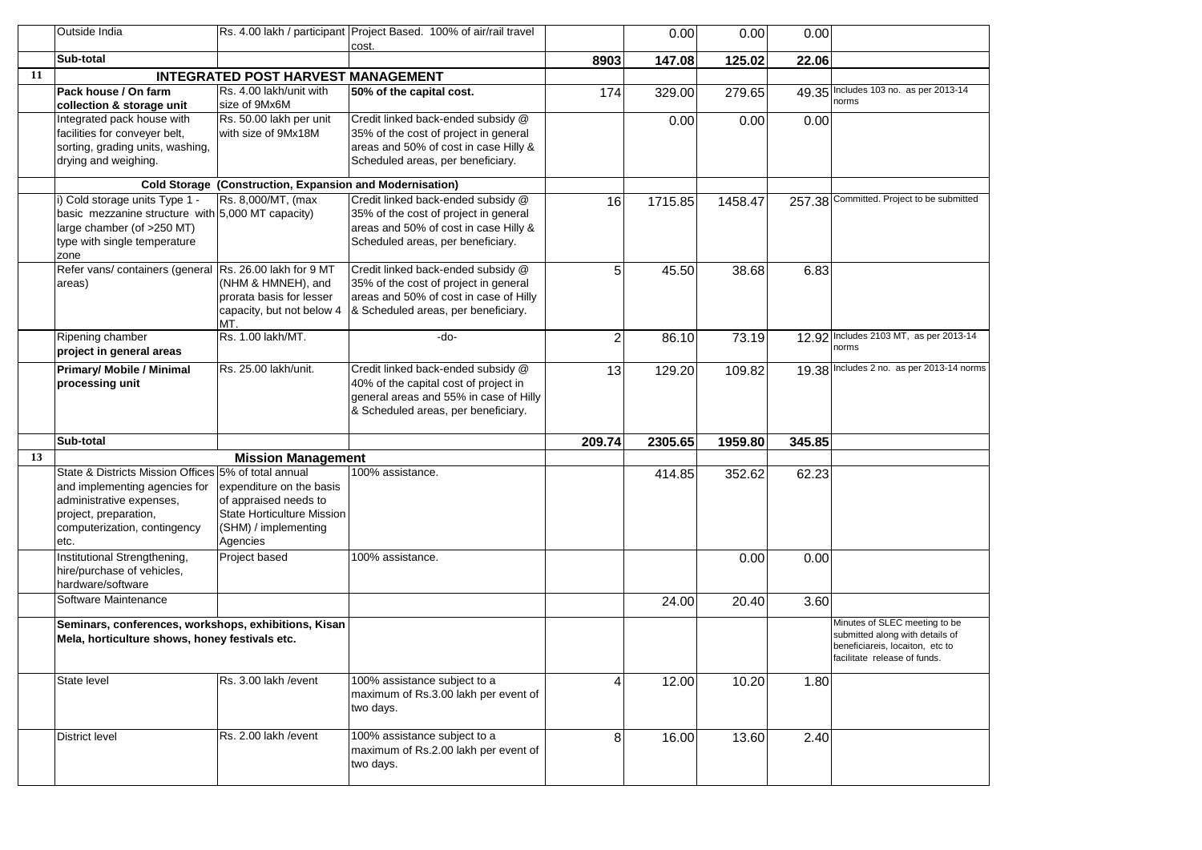|  | | | | | | | | |
|---|---|---|---|---|---|---|---|---|
| | Outside India | Rs. 4.00 lakh / participant | Project Based. 100% of air/rail travel cost. | | 0.00 | 0.00 | 0.00 | |
| | **Sub-total** | | | **8903** | **147.08** | **125.02** | **22.06** | |
| **11** | **INTEGRATED POST HARVEST MANAGEMENT** | | | | | | | |
| | **Pack house / On farm collection & storage unit** | Rs. 4.00 lakh/unit with size of 9Mx6M | **50% of the capital cost.** | 174 | 329.00 | 279.65 | 49.35 | Includes 103 no. as per 2013-14 norms |
| | Integrated pack house with facilities for conveyer belt, sorting, grading units, washing, drying and weighing. | Rs. 50.00 lakh per unit with size of 9Mx18M | Credit linked back-ended subsidy @ 35% of the cost of project in general areas and 50% of cost in case Hilly & Scheduled areas, per beneficiary. | | 0.00 | 0.00 | 0.00 | |
| | **Cold Storage (Construction, Expansion and Modernisation)** | | | | | | | |
| | i) Cold storage units Type 1 - basic mezzanine structure with large chamber (of >250 MT) type with single temperature zone | Rs. 8,000/MT, (max 5,000 MT capacity) | Credit linked back-ended subsidy @ 35% of the cost of project in general areas and 50% of cost in case Hilly & Scheduled areas, per beneficiary. | 16 | 1715.85 | 1458.47 | 257.38 | Committed. Project to be submitted |
| | Refer vans/ containers (general areas) | Rs. 26.00 lakh for 9 MT (NHM & HMNEH), and prorata basis for lesser capacity, but not below 4 MT. | Credit linked back-ended subsidy @ 35% of the cost of project in general areas and 50% of cost in case of Hilly & Scheduled areas, per beneficiary. | 5 | 45.50 | 38.68 | 6.83 | |
| | Ripening chamber **project in general areas** | Rs. 1.00 lakh/MT. | -do- | 2 | 86.10 | 73.19 | 12.92 | Includes 2103 MT, as per 2013-14 norms |
| | **Primary/ Mobile / Minimal processing unit** | Rs. 25.00 lakh/unit. | Credit linked back-ended subsidy @ 40% of the capital cost of project in general areas and 55% in case of Hilly & Scheduled areas, per beneficiary. | 13 | 129.20 | 109.82 | 19.38 | Includes 2 no. as per 2013-14 norms |
| | **Sub-total** | | | **209.74** | **2305.65** | **1959.80** | **345.85** | |
| **13** | **Mission Management** | | | | | | | |
| | State & Districts Mission Offices and implementing agencies for administrative expenses, project, preparation, computerization, contingency etc. | 5% of total annual expenditure on the basis of appraised needs to State Horticulture Mission (SHM) / implementing Agencies | 100% assistance. | | 414.85 | 352.62 | 62.23 | |
| | Institutional Strengthening, hire/purchase of vehicles, hardware/software | Project based | 100% assistance. | | | 0.00 | 0.00 | |
| | Software Maintenance | | | | 24.00 | 20.40 | 3.60 | |
| | **Seminars, conferences, workshops, exhibitions, Kisan Mela, horticulture shows, honey festivals etc.** | | | | | | | Minutes of SLEC meeting to be submitted along with details of beneficiareis, locaiton, etc to facilitate release of funds. |
| | State level | Rs. 3.00 lakh /event | 100% assistance subject to a maximum of Rs.3.00 lakh per event of two days. | 4 | 12.00 | 10.20 | 1.80 | |
| | District level | Rs. 2.00 lakh /event | 100% assistance subject to a maximum of Rs.2.00 lakh per event of two days. | 8 | 16.00 | 13.60 | 2.40 | |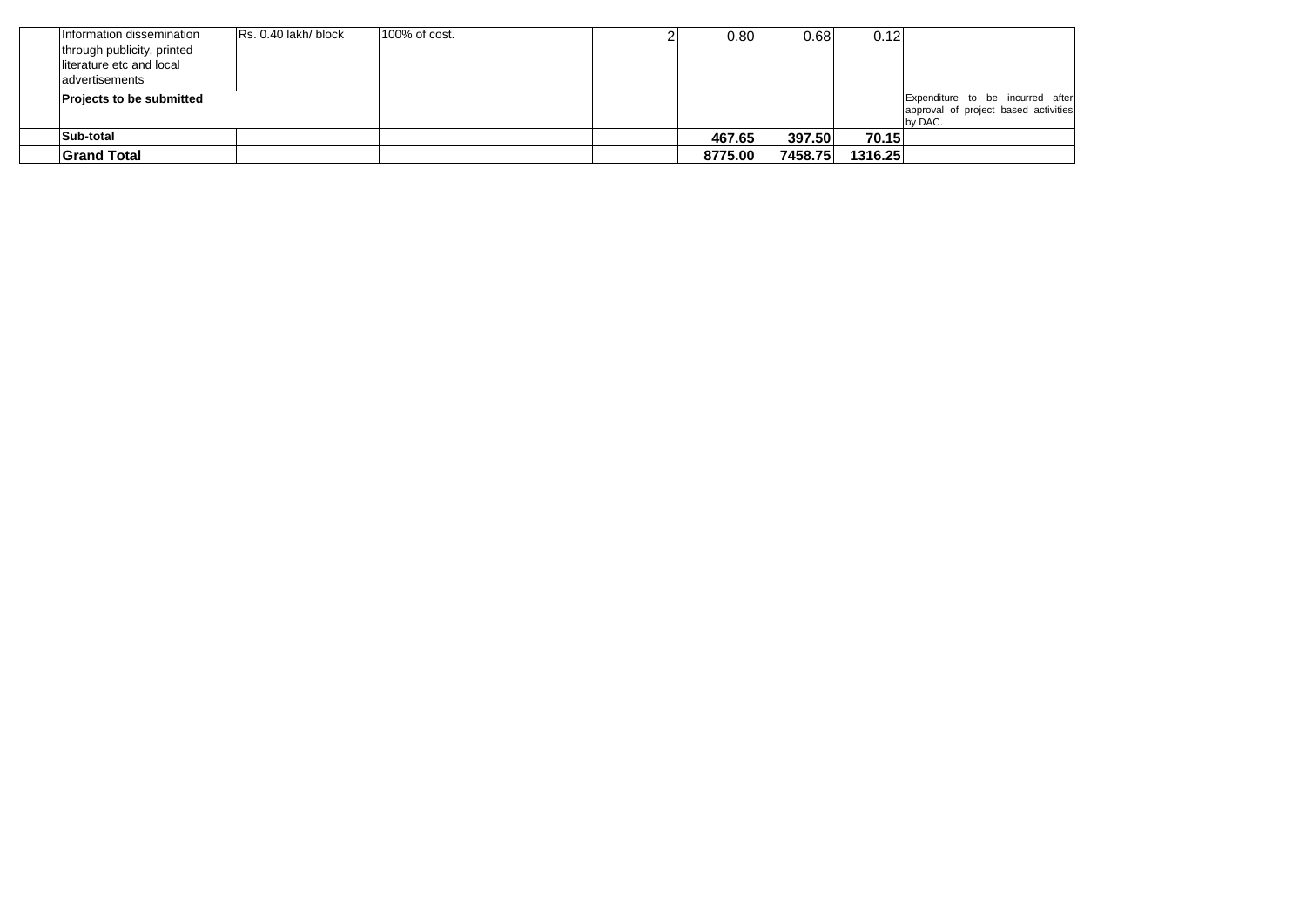| | | | | | | | | |
|---|---|---|---|---|---|---|---|---|
| | Information dissemination through publicity, printed literature etc and local advertisements | Rs. 0.40 lakh/ block | 100% of cost. | 2 | 0.80 | 0.68 | 0.12 | |
| | **Projects to be submitted** | | | | | | | Expenditure to be incurred after approval of project based activities by DAC. |
| | **Sub-total** | | | | **467.65** | **397.50** | **70.15** | |
| | **Grand Total** | | | | **8775.00** | **7458.75** | **1316.25** | |